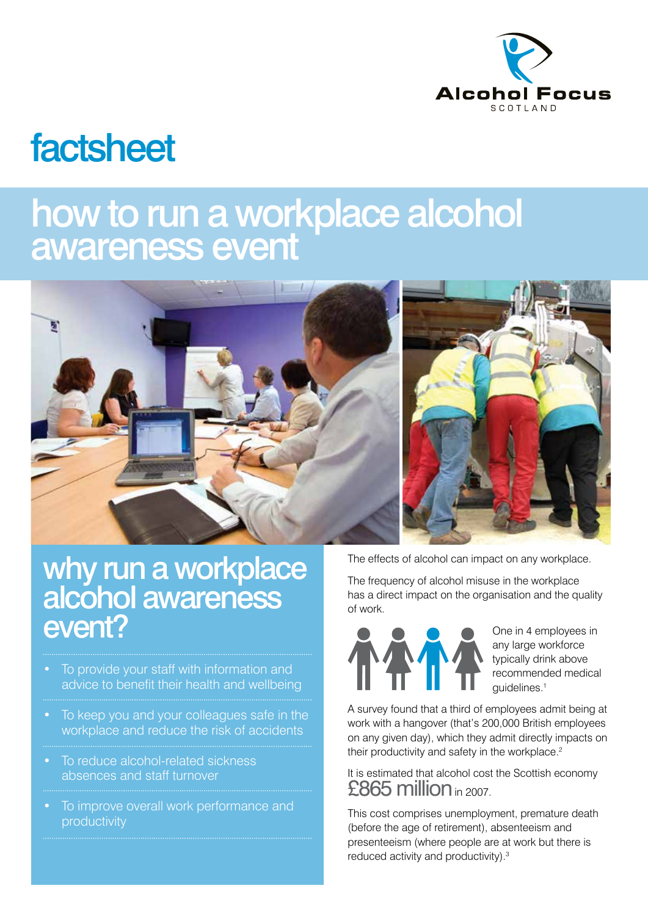Alcohol Focus SCOTLAND

factsheet

# how to run a workplace alcohol awareness event

## why run a workplace alcohol awareness event?

- To provide your staff with information and advice to benefit their health and wellbeing
- To keep you and your colleagues safe in the workplace and reduce the risk of accidents
- To reduce alcohol-related sickness absences and staff turnover
- To improve overall work performance and productivity

The effects of alcohol can impact on any workplace.

The frequency of alcohol misuse in the workplace has a direct impact on the organisation and the quality of work.

One in 4 employees in any large workforce typically drink above recommended medical guidelines.[1]

A survey found that a third of employees admit being at work with a hangover (that's 200,000 British employees on any given day), which they admit directly impacts on their productivity and safety in the workplace.[2]

It is estimated that alcohol cost the Scottish economy **£865 million** in 2007.

This cost comprises unemployment, premature death (before the age of retirement), absenteeism and presenteeism (where people are at work but there is reduced activity and productivity).[3]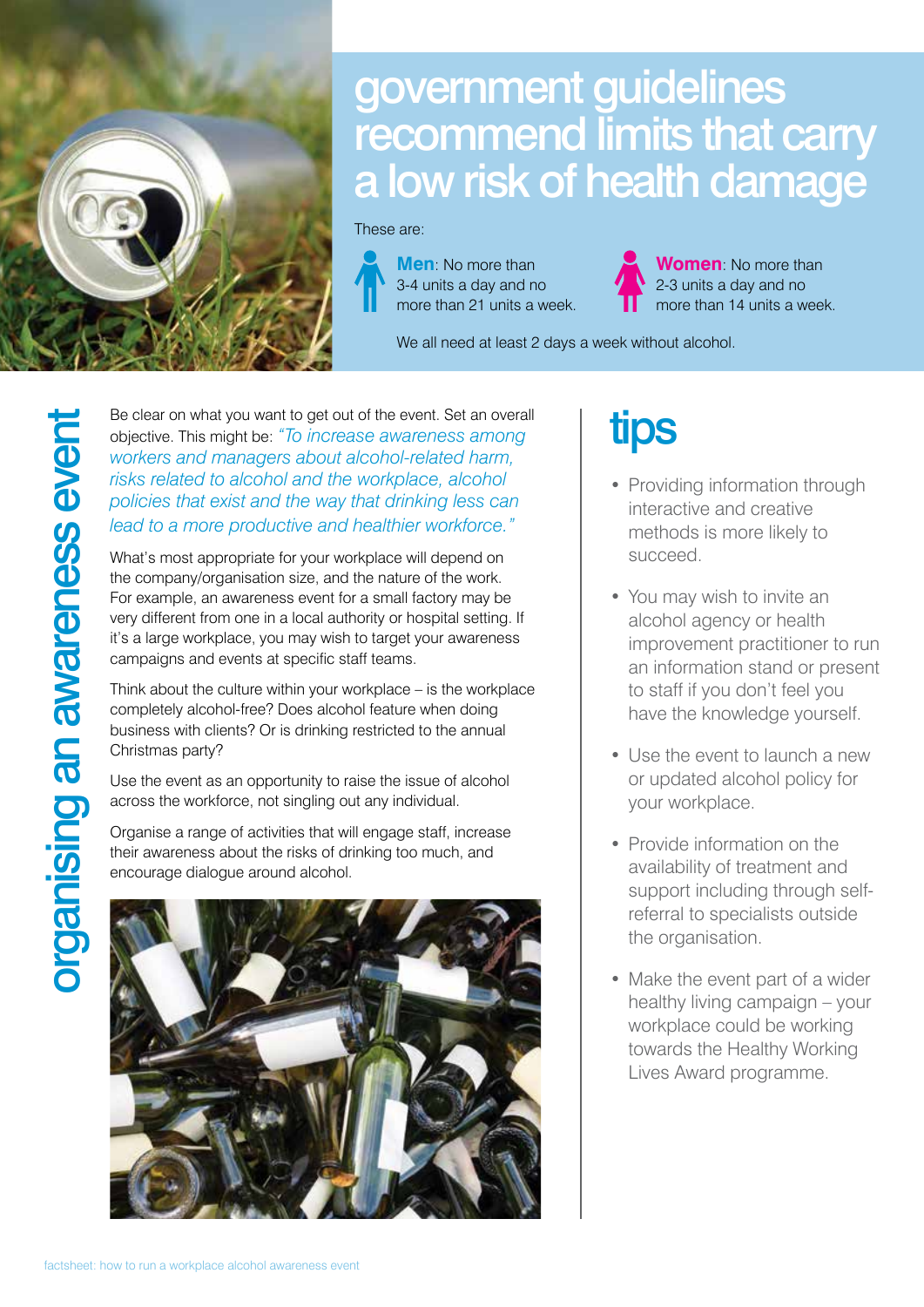# government guidelines recommend limits that carry a low risk of health damage

These are:

**Men**: No more than 3-4 units a day and no more than 21 units a week.

**Women**: No more than 2-3 units a day and no more than 14 units a week.

We all need at least 2 days a week without alcohol.

## organising an awareness event

Be clear on what you want to get out of the event. Set an overall objective. This might be: *"To increase awareness among workers and managers about alcohol-related harm, risks related to alcohol and the workplace, alcohol policies that exist and the way that drinking less can lead to a more productive and healthier workforce."*

What's most appropriate for your workplace will depend on the company/organisation size, and the nature of the work. For example, an awareness event for a small factory may be very different from one in a local authority or hospital setting. If it's a large workplace, you may wish to target your awareness campaigns and events at specific staff teams.

Think about the culture within your workplace – is the workplace completely alcohol-free? Does alcohol feature when doing business with clients? Or is drinking restricted to the annual Christmas party?

Use the event as an opportunity to raise the issue of alcohol across the workforce, not singling out any individual.

Organise a range of activities that will engage staff, increase their awareness about the risks of drinking too much, and encourage dialogue around alcohol.

## tips

- Providing information through interactive and creative methods is more likely to succeed.
- You may wish to invite an alcohol agency or health improvement practitioner to run an information stand or present to staff if you don't feel you have the knowledge yourself.
- Use the event to launch a new or updated alcohol policy for your workplace.
- Provide information on the availability of treatment and support including through self-referral to specialists outside the organisation.
- Make the event part of a wider healthy living campaign – your workplace could be working towards the Healthy Working Lives Award programme.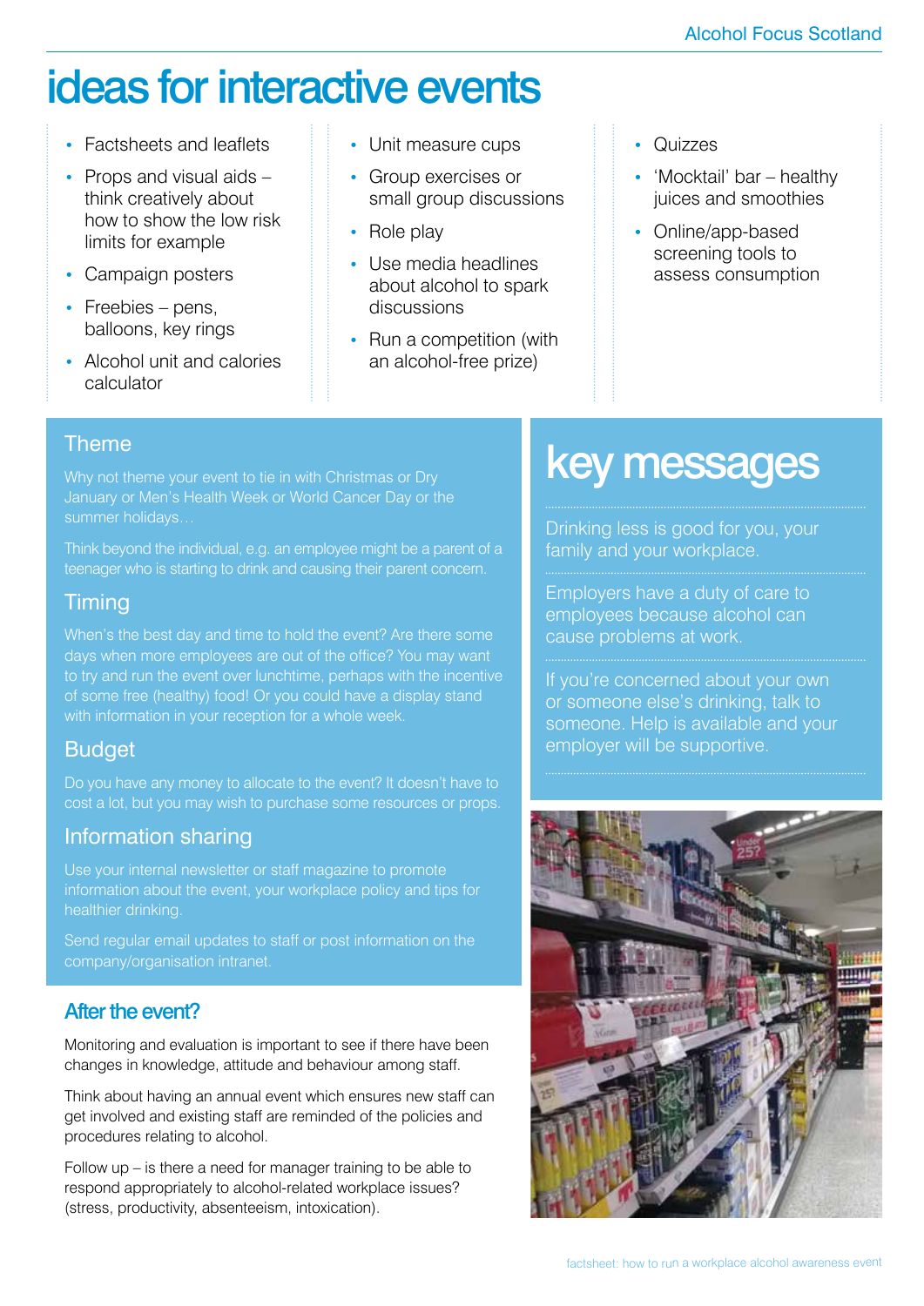# ideas for interactive events

- Factsheets and leaflets
- Props and visual aids – think creatively about how to show the low risk limits for example
- Campaign posters
- Freebies – pens, balloons, key rings
- Alcohol unit and calories calculator
- Unit measure cups
- Group exercises or small group discussions
- Role play
- Use media headlines about alcohol to spark discussions
- Run a competition (with an alcohol-free prize)
- Quizzes
- 'Mocktail' bar – healthy juices and smoothies
- Online/app-based screening tools to assess consumption

## Theme

Why not theme your event to tie in with Christmas or Dry January or Men's Health Week or World Cancer Day or the summer holidays…

Think beyond the individual, e.g. an employee might be a parent of a teenager who is starting to drink and causing their parent concern.

## Timing

When's the best day and time to hold the event? Are there some days when more employees are out of the office? You may want to try and run the event over lunchtime, perhaps with the incentive of some free (healthy) food! Or you could have a display stand with information in your reception for a whole week.

## Budget

Do you have any money to allocate to the event? It doesn't have to cost a lot, but you may wish to purchase some resources or props.

## Information sharing

Use your internal newsletter or staff magazine to promote information about the event, your workplace policy and tips for healthier drinking.

Send regular email updates to staff or post information on the company/organisation intranet.

## After the event?

Monitoring and evaluation is important to see if there have been changes in knowledge, attitude and behaviour among staff.

Think about having an annual event which ensures new staff can get involved and existing staff are reminded of the policies and procedures relating to alcohol.

Follow up – is there a need for manager training to be able to respond appropriately to alcohol-related workplace issues? (stress, productivity, absenteeism, intoxication).

# key messages

Drinking less is good for you, your family and your workplace.

Employers have a duty of care to employees because alcohol can cause problems at work.

If you're concerned about your own or someone else's drinking, talk to someone. Help is available and your employer will be supportive.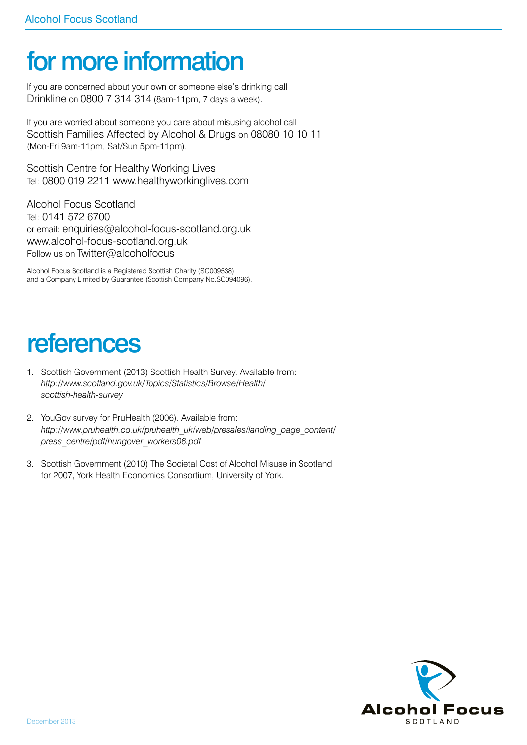# for more information

If you are concerned about your own or someone else's drinking call
Drinkline on 0800 7 314 314 (8am-11pm, 7 days a week).

If you are worried about someone you care about misusing alcohol call
Scottish Families Affected by Alcohol & Drugs on 08080 10 10 11
(Mon-Fri 9am-11pm, Sat/Sun 5pm-11pm).

Scottish Centre for Healthy Working Lives
Tel: 0800 019 2211 www.healthyworkinglives.com

Alcohol Focus Scotland
Tel: 0141 572 6700
or email: enquiries@alcohol-focus-scotland.org.uk
www.alcohol-focus-scotland.org.uk
Follow us on Twitter@alcoholfocus

Alcohol Focus Scotland is a Registered Scottish Charity (SC009538)
and a Company Limited by Guarantee (Scottish Company No.SC094096).

# references

1. Scottish Government (2013) Scottish Health Survey. Available from:
   *http://www.scotland.gov.uk/Topics/Statistics/Browse/Health/scottish-health-survey*

2. YouGov survey for PruHealth (2006). Available from:
   *http://www.pruhealth.co.uk/pruhealth_uk/web/presales/landing_page_content/press_centre/pdf/hungover_workers06.pdf*

3. Scottish Government (2010) The Societal Cost of Alcohol Misuse in Scotland for 2007, York Health Economics Consortium, University of York.

December 2013

Alcohol Focus
SCOTLAND